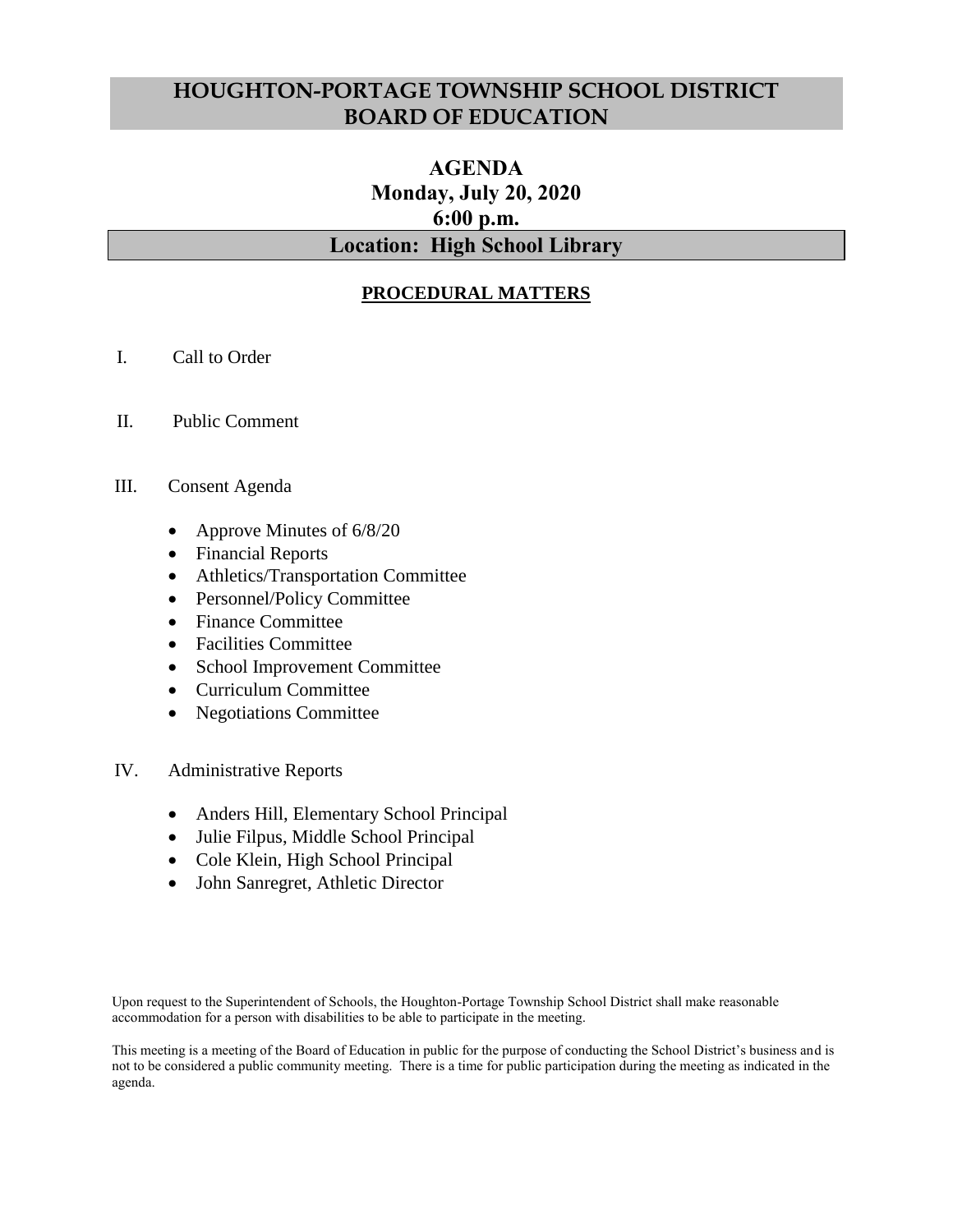# HOUGHTON-PORTAGE TOWNSHIP SCHOOL DISTRICT BOARD OF EDUCATION

## AGENDA
## Monday, July 20, 2020
## 6:00 p.m.
## Location: High School Library

### PROCEDURAL MATTERS

I. Call to Order

II. Public Comment

III. Consent Agenda

- Approve Minutes of 6/8/20
- Financial Reports
- Athletics/Transportation Committee
- Personnel/Policy Committee
- Finance Committee
- Facilities Committee
- School Improvement Committee
- Curriculum Committee
- Negotiations Committee

IV. Administrative Reports

- Anders Hill, Elementary School Principal
- Julie Filpus, Middle School Principal
- Cole Klein, High School Principal
- John Sanregret, Athletic Director

Upon request to the Superintendent of Schools, the Houghton-Portage Township School District shall make reasonable accommodation for a person with disabilities to be able to participate in the meeting.

This meeting is a meeting of the Board of Education in public for the purpose of conducting the School District's business and is not to be considered a public community meeting. There is a time for public participation during the meeting as indicated in the agenda.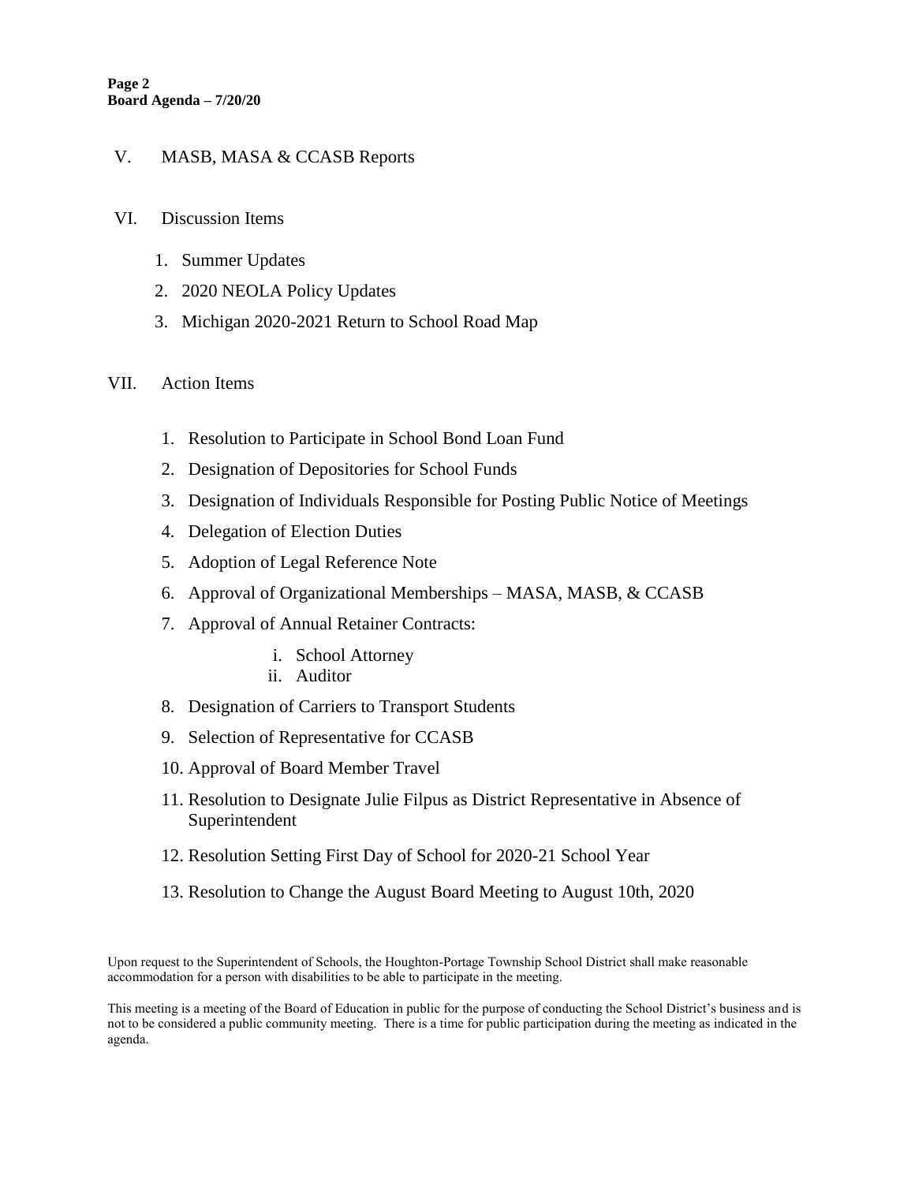V. MASB, MASA & CCASB Reports

VI. Discussion Items

1. Summer Updates
2. 2020 NEOLA Policy Updates
3. Michigan 2020-2021 Return to School Road Map

VII. Action Items

1. Resolution to Participate in School Bond Loan Fund
2. Designation of Depositories for School Funds
3. Designation of Individuals Responsible for Posting Public Notice of Meetings
4. Delegation of Election Duties
5. Adoption of Legal Reference Note
6. Approval of Organizational Memberships – MASA, MASB, & CCASB
7. Approval of Annual Retainer Contracts:
    i. School Attorney
    ii. Auditor
8. Designation of Carriers to Transport Students
9. Selection of Representative for CCASB
10. Approval of Board Member Travel
11. Resolution to Designate Julie Filpus as District Representative in Absence of Superintendent
12. Resolution Setting First Day of School for 2020-21 School Year
13. Resolution to Change the August Board Meeting to August 10th, 2020

Upon request to the Superintendent of Schools, the Houghton-Portage Township School District shall make reasonable accommodation for a person with disabilities to be able to participate in the meeting.

This meeting is a meeting of the Board of Education in public for the purpose of conducting the School District's business and is not to be considered a public community meeting. There is a time for public participation during the meeting as indicated in the agenda.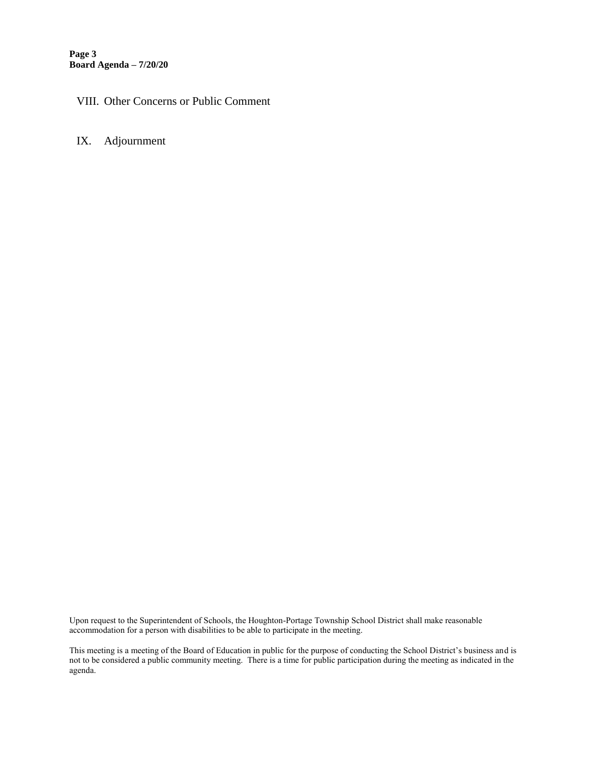VIII. Other Concerns or Public Comment

IX. Adjournment

Upon request to the Superintendent of Schools, the Houghton-Portage Township School District shall make reasonable accommodation for a person with disabilities to be able to participate in the meeting.

This meeting is a meeting of the Board of Education in public for the purpose of conducting the School District's business and is not to be considered a public community meeting. There is a time for public participation during the meeting as indicated in the agenda.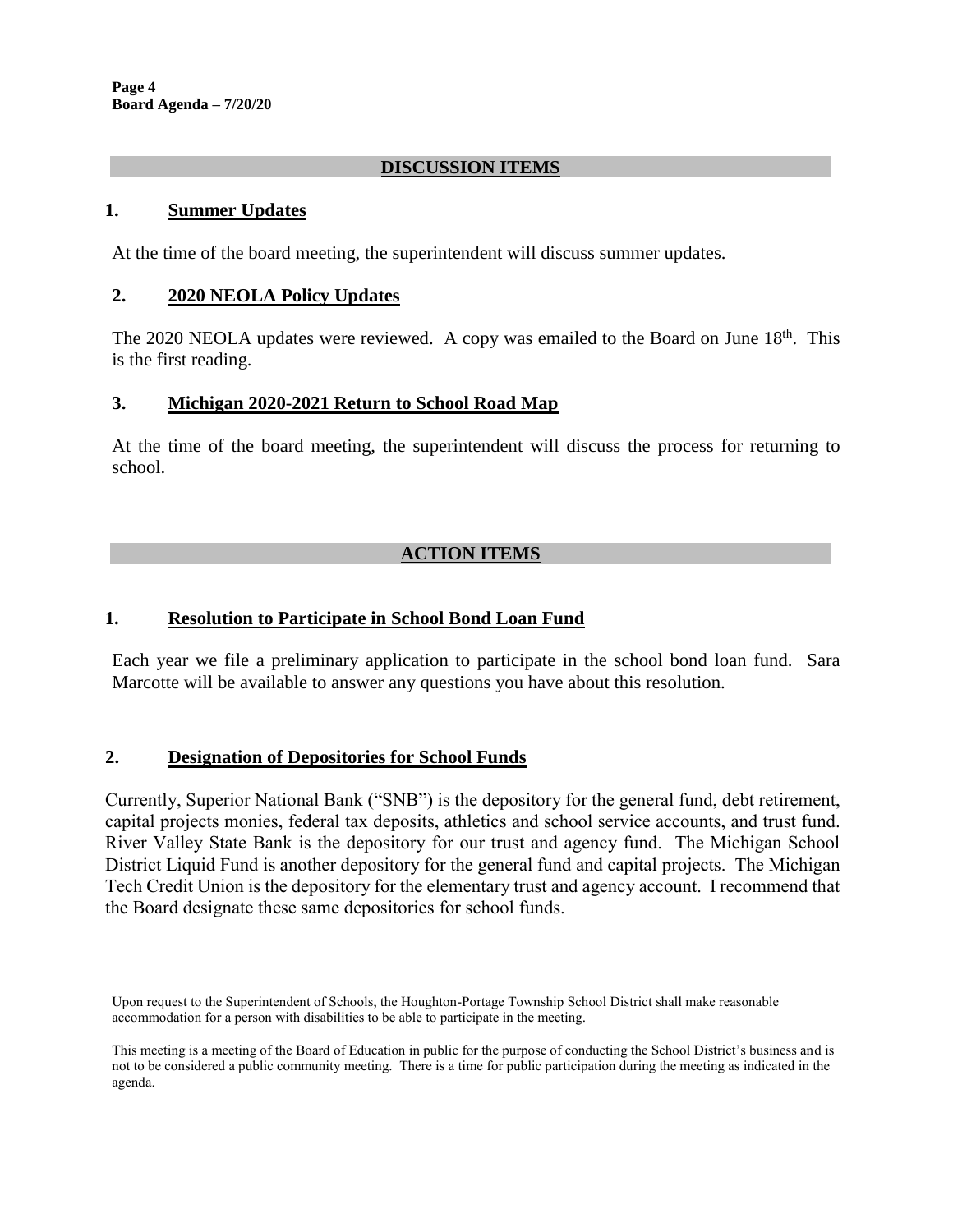## DISCUSSION ITEMS

### 1. Summer Updates

At the time of the board meeting, the superintendent will discuss summer updates.

### 2. 2020 NEOLA Policy Updates

The 2020 NEOLA updates were reviewed. A copy was emailed to the Board on June 18th. This is the first reading.

### 3. Michigan 2020-2021 Return to School Road Map

At the time of the board meeting, the superintendent will discuss the process for returning to school.

## ACTION ITEMS

### 1. Resolution to Participate in School Bond Loan Fund

Each year we file a preliminary application to participate in the school bond loan fund. Sara Marcotte will be available to answer any questions you have about this resolution.

### 2. Designation of Depositories for School Funds

Currently, Superior National Bank ("SNB") is the depository for the general fund, debt retirement, capital projects monies, federal tax deposits, athletics and school service accounts, and trust fund. River Valley State Bank is the depository for our trust and agency fund. The Michigan School District Liquid Fund is another depository for the general fund and capital projects. The Michigan Tech Credit Union is the depository for the elementary trust and agency account. I recommend that the Board designate these same depositories for school funds.

Upon request to the Superintendent of Schools, the Houghton-Portage Township School District shall make reasonable accommodation for a person with disabilities to be able to participate in the meeting.

This meeting is a meeting of the Board of Education in public for the purpose of conducting the School District's business and is not to be considered a public community meeting. There is a time for public participation during the meeting as indicated in the agenda.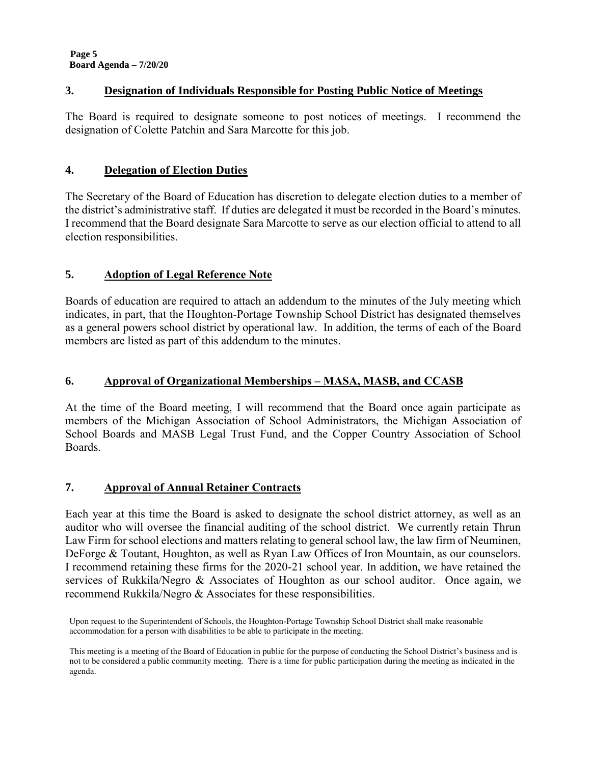## 3. Designation of Individuals Responsible for Posting Public Notice of Meetings

The Board is required to designate someone to post notices of meetings. I recommend the designation of Colette Patchin and Sara Marcotte for this job.

## 4. Delegation of Election Duties

The Secretary of the Board of Education has discretion to delegate election duties to a member of the district's administrative staff. If duties are delegated it must be recorded in the Board's minutes. I recommend that the Board designate Sara Marcotte to serve as our election official to attend to all election responsibilities.

## 5. Adoption of Legal Reference Note

Boards of education are required to attach an addendum to the minutes of the July meeting which indicates, in part, that the Houghton-Portage Township School District has designated themselves as a general powers school district by operational law. In addition, the terms of each of the Board members are listed as part of this addendum to the minutes.

## 6. Approval of Organizational Memberships – MASA, MASB, and CCASB

At the time of the Board meeting, I will recommend that the Board once again participate as members of the Michigan Association of School Administrators, the Michigan Association of School Boards and MASB Legal Trust Fund, and the Copper Country Association of School Boards.

## 7. Approval of Annual Retainer Contracts

Each year at this time the Board is asked to designate the school district attorney, as well as an auditor who will oversee the financial auditing of the school district. We currently retain Thrun Law Firm for school elections and matters relating to general school law, the law firm of Neuminen, DeForge & Toutant, Houghton, as well as Ryan Law Offices of Iron Mountain, as our counselors. I recommend retaining these firms for the 2020-21 school year. In addition, we have retained the services of Rukkila/Negro & Associates of Houghton as our school auditor. Once again, we recommend Rukkila/Negro & Associates for these responsibilities.

Upon request to the Superintendent of Schools, the Houghton-Portage Township School District shall make reasonable accommodation for a person with disabilities to be able to participate in the meeting.

This meeting is a meeting of the Board of Education in public for the purpose of conducting the School District's business and is not to be considered a public community meeting. There is a time for public participation during the meeting as indicated in the agenda.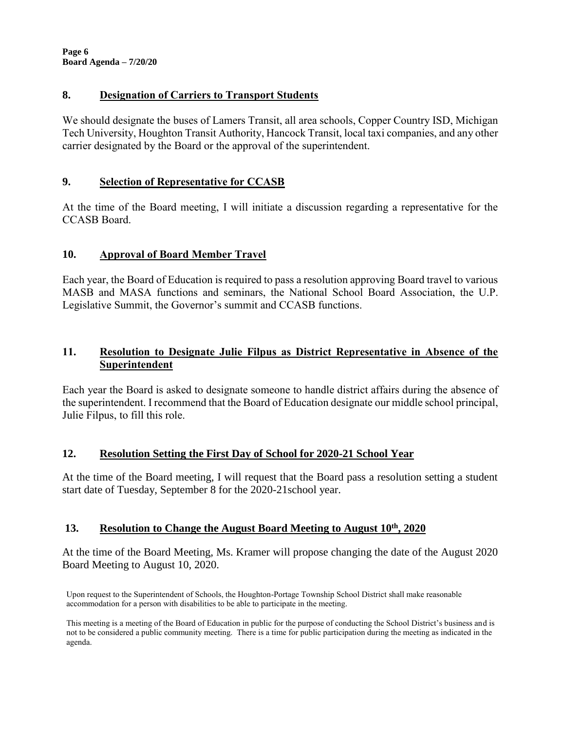## 8. Designation of Carriers to Transport Students

We should designate the buses of Lamers Transit, all area schools, Copper Country ISD, Michigan Tech University, Houghton Transit Authority, Hancock Transit, local taxi companies, and any other carrier designated by the Board or the approval of the superintendent.

## 9. Selection of Representative for CCASB

At the time of the Board meeting, I will initiate a discussion regarding a representative for the CCASB Board.

## 10. Approval of Board Member Travel

Each year, the Board of Education is required to pass a resolution approving Board travel to various MASB and MASA functions and seminars, the National School Board Association, the U.P. Legislative Summit, the Governor's summit and CCASB functions.

## 11. Resolution to Designate Julie Filpus as District Representative in Absence of the Superintendent

Each year the Board is asked to designate someone to handle district affairs during the absence of the superintendent. I recommend that the Board of Education designate our middle school principal, Julie Filpus, to fill this role.

## 12. Resolution Setting the First Day of School for 2020-21 School Year

At the time of the Board meeting, I will request that the Board pass a resolution setting a student start date of Tuesday, September 8 for the 2020-21school year.

## 13. Resolution to Change the August Board Meeting to August 10th, 2020

At the time of the Board Meeting, Ms. Kramer will propose changing the date of the August 2020 Board Meeting to August 10, 2020.

Upon request to the Superintendent of Schools, the Houghton-Portage Township School District shall make reasonable accommodation for a person with disabilities to be able to participate in the meeting.

This meeting is a meeting of the Board of Education in public for the purpose of conducting the School District's business and is not to be considered a public community meeting. There is a time for public participation during the meeting as indicated in the agenda.